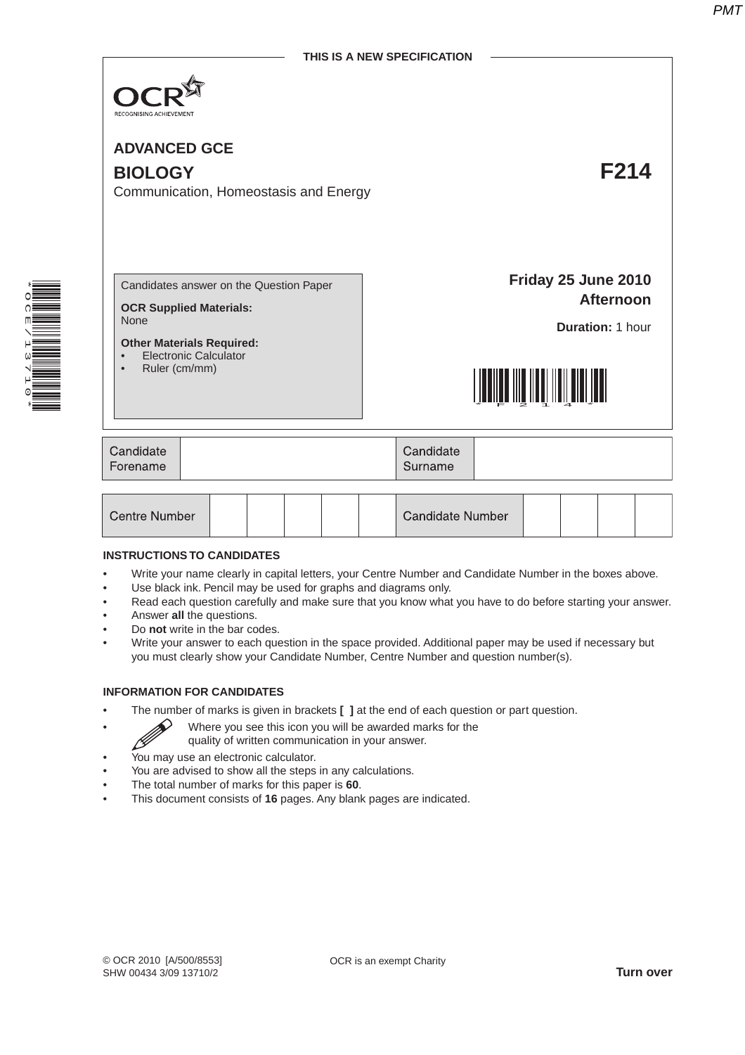THIS IS A NEW SPECIFICATION

OCR
RECOGNISING ACHIEVEMENT

# ADVANCED GCE

# BIOLOGY — F214

Communication, Homeostasis and Energy

Candidates answer on the Question Paper

**OCR Supplied Materials:**
None

**Other Materials Required:**
- Electronic Calculator
- Ruler (cm/mm)

**Friday 25 June 2010**
**Afternoon**

**Duration:** 1 hour

| Candidate Forename | | Candidate Surname | |
|---|---|---|---|

| Centre Number | | | | | | Candidate Number | | | | |
|---|---|---|---|---|---|---|---|---|---|---|

**INSTRUCTIONS TO CANDIDATES**

- Write your name clearly in capital letters, your Centre Number and Candidate Number in the boxes above.
- Use black ink. Pencil may be used for graphs and diagrams only.
- Read each question carefully and make sure that you know what you have to do before starting your answer.
- Answer **all** the questions.
- Do **not** write in the bar codes.
- Write your answer to each question in the space provided. Additional paper may be used if necessary but you must clearly show your Candidate Number, Centre Number and question number(s).

**INFORMATION FOR CANDIDATES**

- The number of marks is given in brackets **[ ]** at the end of each question or part question.
- Where you see this icon you will be awarded marks for the quality of written communication in your answer.
- You may use an electronic calculator.
- You are advised to show all the steps in any calculations.
- The total number of marks for this paper is **60**.
- This document consists of **16** pages. Any blank pages are indicated.

© OCR 2010 [A/500/8553]
SHW 00434 3/09 13710/2

OCR is an exempt Charity

**Turn over**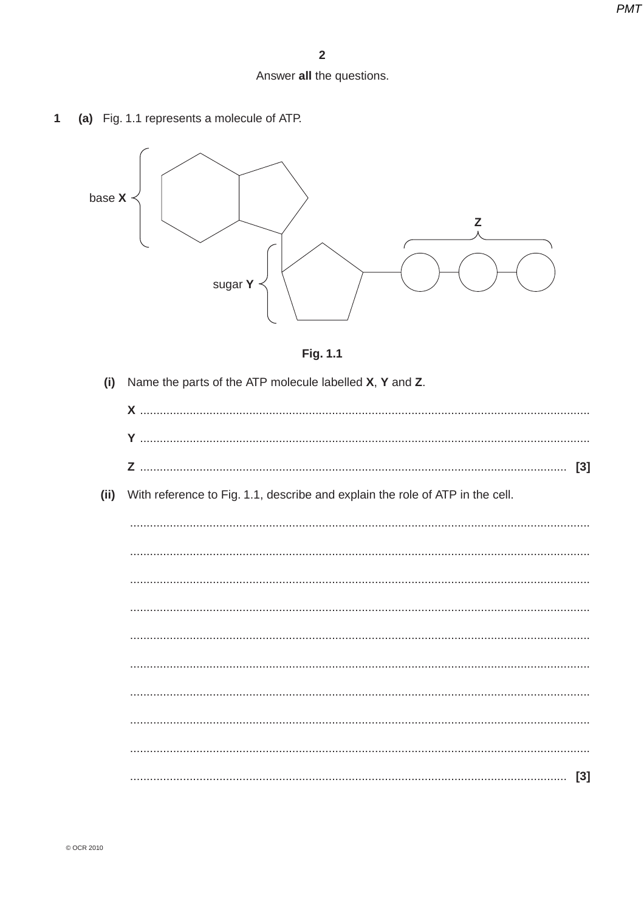Answer **all** the questions.

**1** **(a)** Fig. 1.1 represents a molecule of ATP.

base **X**

sugar **Y**

**Z**

**Fig. 1.1**

**(i)** Name the parts of the ATP molecule labelled **X**, **Y** and **Z**.

**X** ..............................................................................................................................

**Y** ..............................................................................................................................

**Z** .............................................................................................................................. **[3]**

**(ii)** With reference to Fig. 1.1, describe and explain the role of ATP in the cell.

..........................................................................................................................................

..........................................................................................................................................

..........................................................................................................................................

..........................................................................................................................................

..........................................................................................................................................

..........................................................................................................................................

..........................................................................................................................................

..........................................................................................................................................

..........................................................................................................................................

.......................................................................................................................................... **[3]**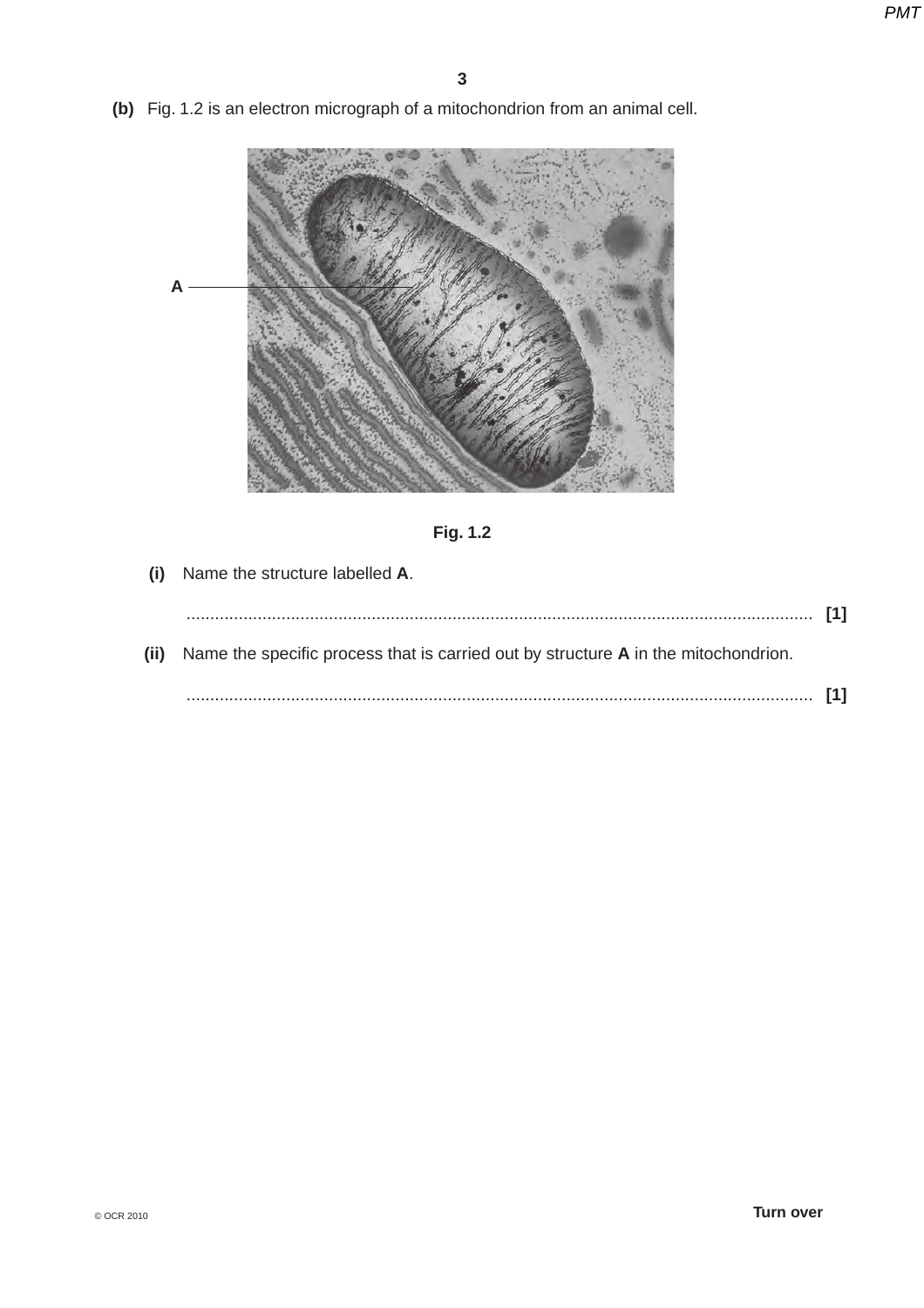**(b)** Fig. 1.2 is an electron micrograph of a mitochondrion from an animal cell.

A

**Fig. 1.2**

**(i)** Name the structure labelled **A**.

........................................................................................................................................ **[1]**

**(ii)** Name the specific process that is carried out by structure **A** in the mitochondrion.

........................................................................................................................................ **[1]**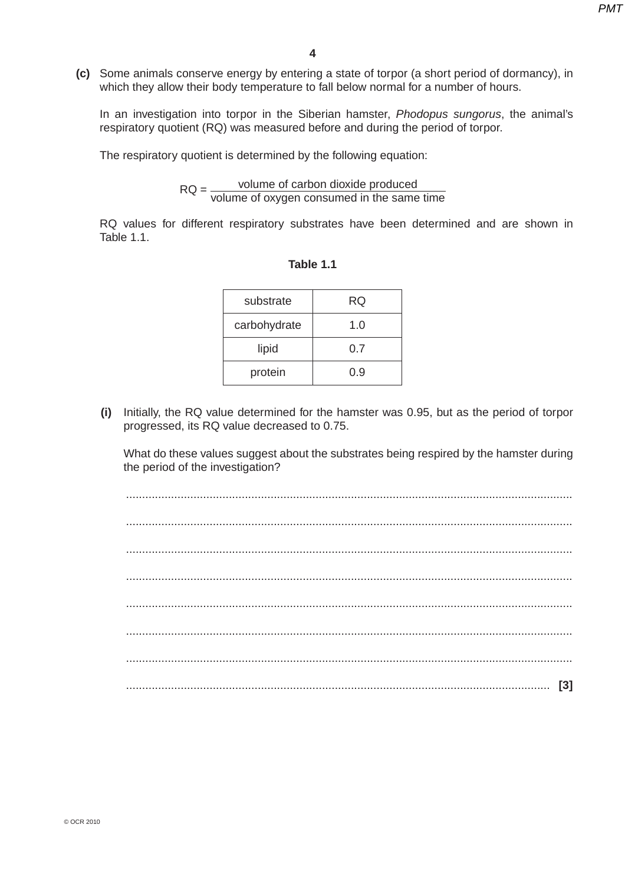**(c)** Some animals conserve energy by entering a state of torpor (a short period of dormancy), in which they allow their body temperature to fall below normal for a number of hours.

In an investigation into torpor in the Siberian hamster, *Phodopus sungorus*, the animal's respiratory quotient (RQ) was measured before and during the period of torpor.

The respiratory quotient is determined by the following equation:

$$RQ = \frac{\text{volume of carbon dioxide produced}}{\text{volume of oxygen consumed in the same time}}$$

RQ values for different respiratory substrates have been determined and are shown in Table 1.1.

**Table 1.1**

| substrate | RQ |
|---|---|
| carbohydrate | 1.0 |
| lipid | 0.7 |
| protein | 0.9 |

**(i)** Initially, the RQ value determined for the hamster was 0.95, but as the period of torpor progressed, its RQ value decreased to 0.75.

What do these values suggest about the substrates being respired by the hamster during the period of the investigation?

..........................................................................................................................................

..........................................................................................................................................

..........................................................................................................................................

..........................................................................................................................................

..........................................................................................................................................

..........................................................................................................................................

..........................................................................................................................................

.................................................................................................................................. **[3]**

© OCR 2010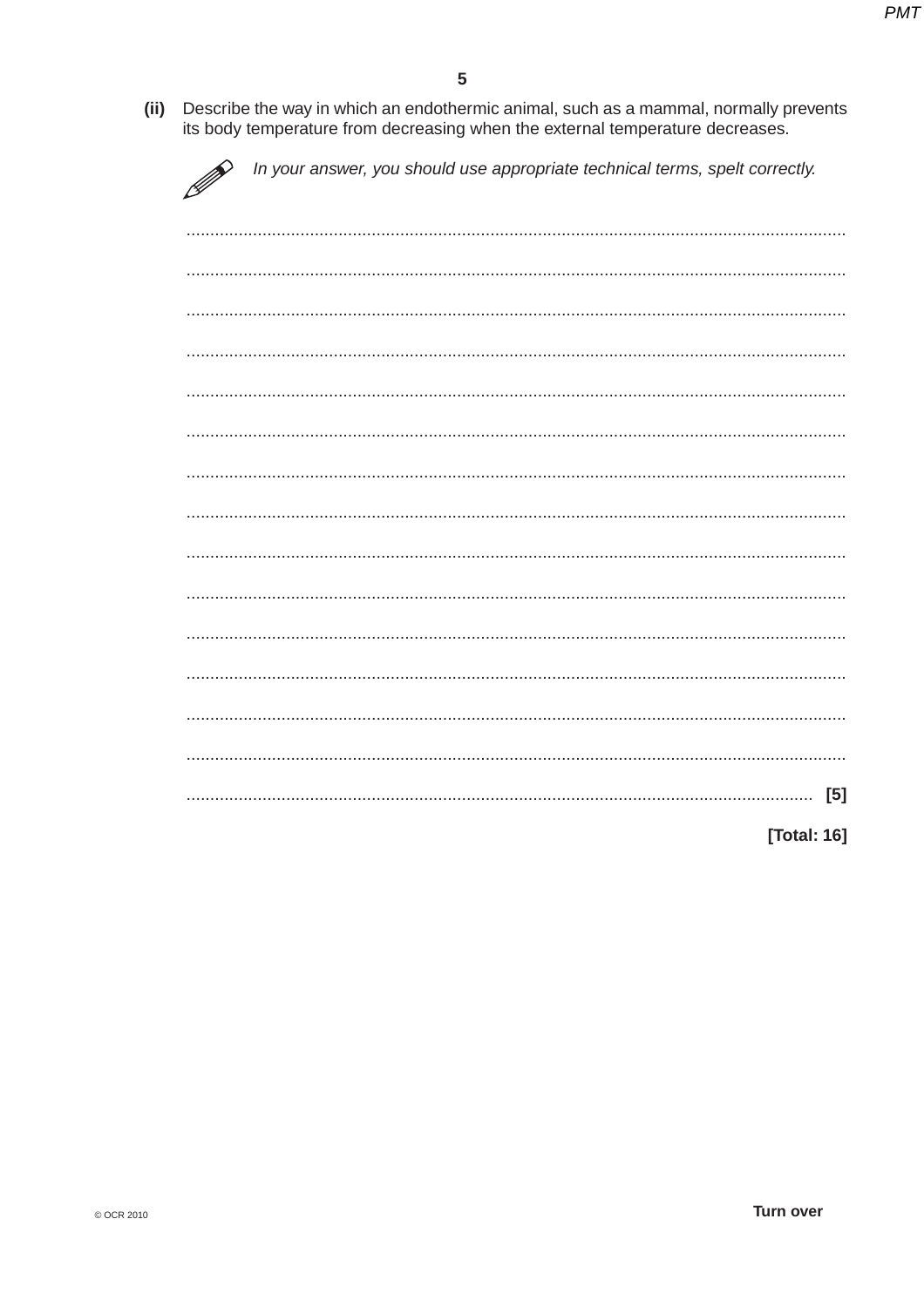**(ii)** Describe the way in which an endothermic animal, such as a mammal, normally prevents its body temperature from decreasing when the external temperature decreases.

*In your answer, you should use appropriate technical terms, spelt correctly.*

..........................................................................................................................................

..........................................................................................................................................

..........................................................................................................................................

..........................................................................................................................................

..........................................................................................................................................

..........................................................................................................................................

..........................................................................................................................................

..........................................................................................................................................

..........................................................................................................................................

..........................................................................................................................................

..........................................................................................................................................

..........................................................................................................................................

..........................................................................................................................................

..........................................................................................................................................

.................................................................................................................................... **[5]**

**[Total: 16]**

© OCR 2010

**Turn over**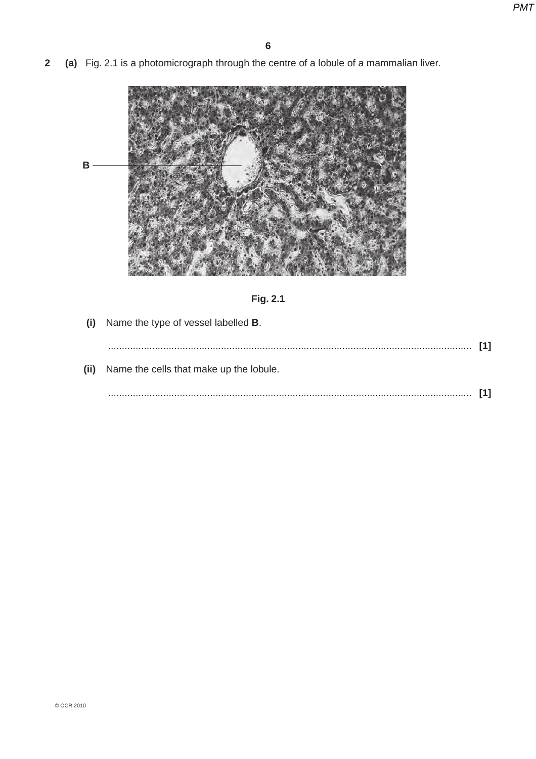**2 (a)** Fig. 2.1 is a photomicrograph through the centre of a lobule of a mammalian liver.

B

Fig. 2.1

**(i)** Name the type of vessel labelled **B**.

........................................................................................................................................ [1]

**(ii)** Name the cells that make up the lobule.

........................................................................................................................................ [1]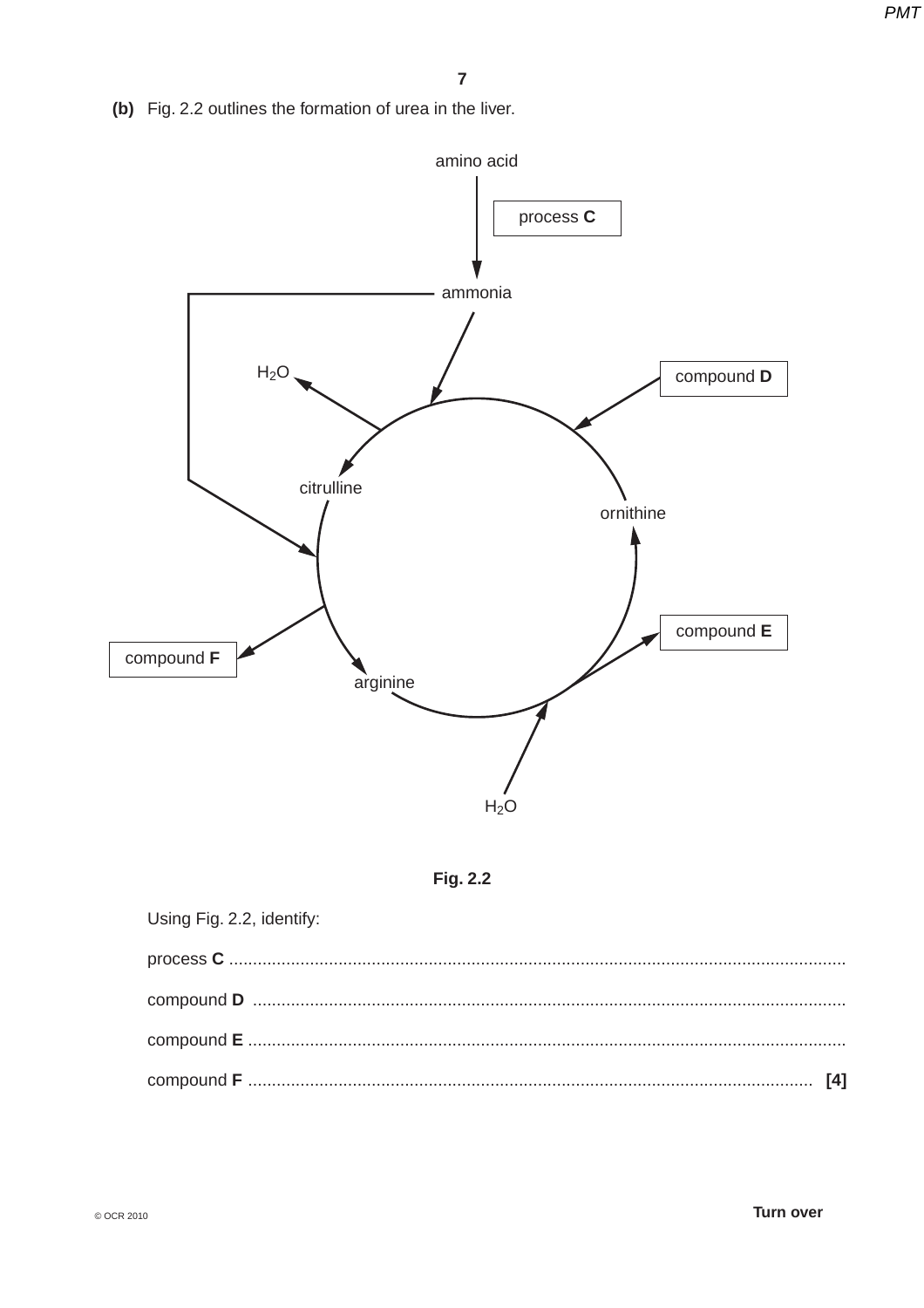**(b)** Fig. 2.2 outlines the formation of urea in the liver.

Fig. 2.2

Using Fig. 2.2, identify:

process **C** ..................................................................................................................................

compound **D** ..............................................................................................................................

compound **E** ..............................................................................................................................

compound **F** ........................................................................................................................ **[4]**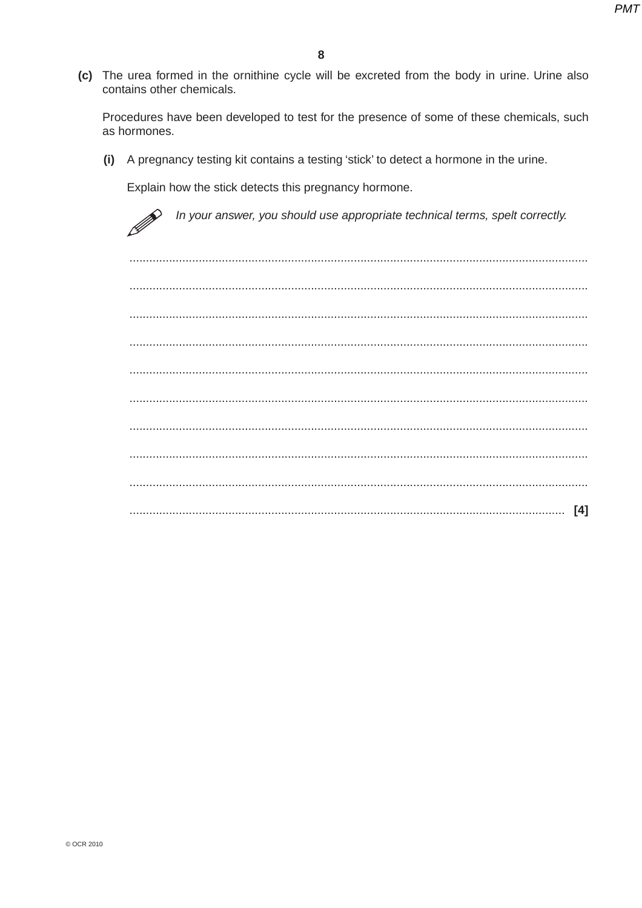**(c)** The urea formed in the ornithine cycle will be excreted from the body in urine. Urine also contains other chemicals.

Procedures have been developed to test for the presence of some of these chemicals, such as hormones.

**(i)** A pregnancy testing kit contains a testing 'stick' to detect a hormone in the urine.

Explain how the stick detects this pregnancy hormone.

*In your answer, you should use appropriate technical terms, spelt correctly.*

..........................................................................................................................................

..........................................................................................................................................

..........................................................................................................................................

..........................................................................................................................................

..........................................................................................................................................

..........................................................................................................................................

..........................................................................................................................................

..........................................................................................................................................

..........................................................................................................................................

.................................................................................................................................. **[4]**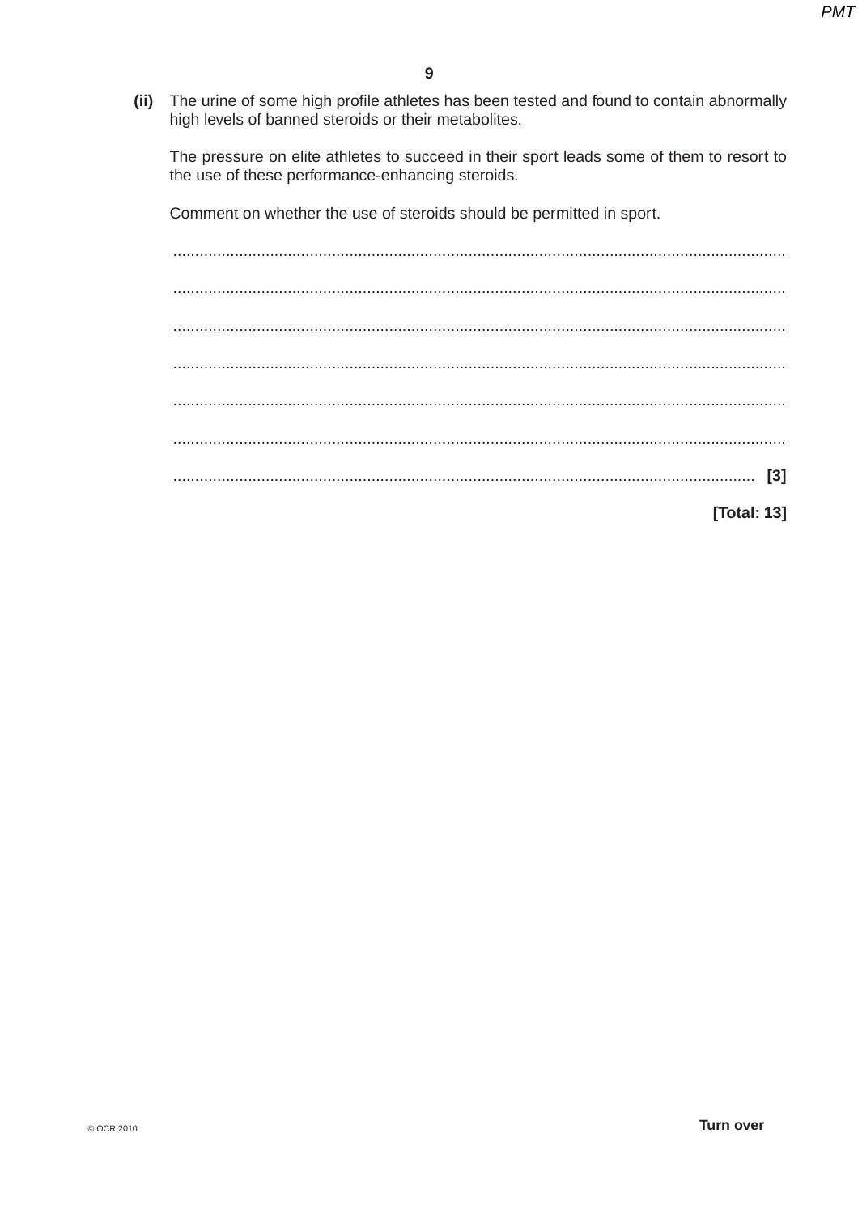**(ii)** The urine of some high profile athletes has been tested and found to contain abnormally high levels of banned steroids or their metabolites.

The pressure on elite athletes to succeed in their sport leads some of them to resort to the use of these performance-enhancing steroids.

Comment on whether the use of steroids should be permitted in sport.

..........................................................................................................................................

..........................................................................................................................................

..........................................................................................................................................

..........................................................................................................................................

..........................................................................................................................................

..........................................................................................................................................

.................................................................................................................................... [3]

**[Total: 13]**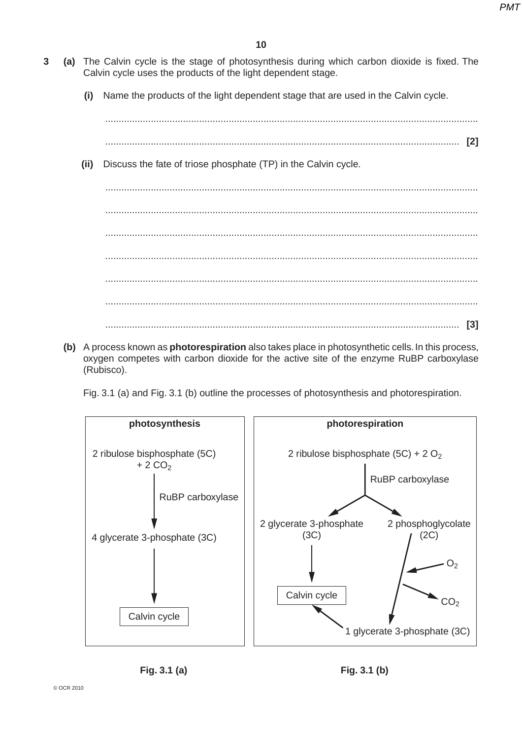**3** **(a)** The Calvin cycle is the stage of photosynthesis during which carbon dioxide is fixed. The Calvin cycle uses the products of the light dependent stage.

**(i)** Name the products of the light dependent stage that are used in the Calvin cycle.

..........................................................................................................................................

.................................................................................................................................. **[2]**

**(ii)** Discuss the fate of triose phosphate (TP) in the Calvin cycle.

..........................................................................................................................................

..........................................................................................................................................

..........................................................................................................................................

..........................................................................................................................................

..........................................................................................................................................

..........................................................................................................................................

.................................................................................................................................. **[3]**

**(b)** A process known as **photorespiration** also takes place in photosynthetic cells. In this process, oxygen competes with carbon dioxide for the active site of the enzyme RuBP carboxylase (Rubisco).

Fig. 3.1 (a) and Fig. 3.1 (b) outline the processes of photosynthesis and photorespiration.

**photosynthesis**

2 ribulose bisphosphate (5C) + 2 $CO_2$
↓ RuBP carboxylase
4 glycerate 3-phosphate (3C)
↓
Calvin cycle

**Fig. 3.1 (a)**

**photorespiration**

2 ribulose bisphosphate (5C) + 2 $O_2$
↓ RuBP carboxylase
2 glycerate 3-phosphate (3C) → Calvin cycle
2 phosphoglycolate (2C) → ($O_2$ in, $CO_2$ out) → 1 glycerate 3-phosphate (3C) → Calvin cycle

**Fig. 3.1 (b)**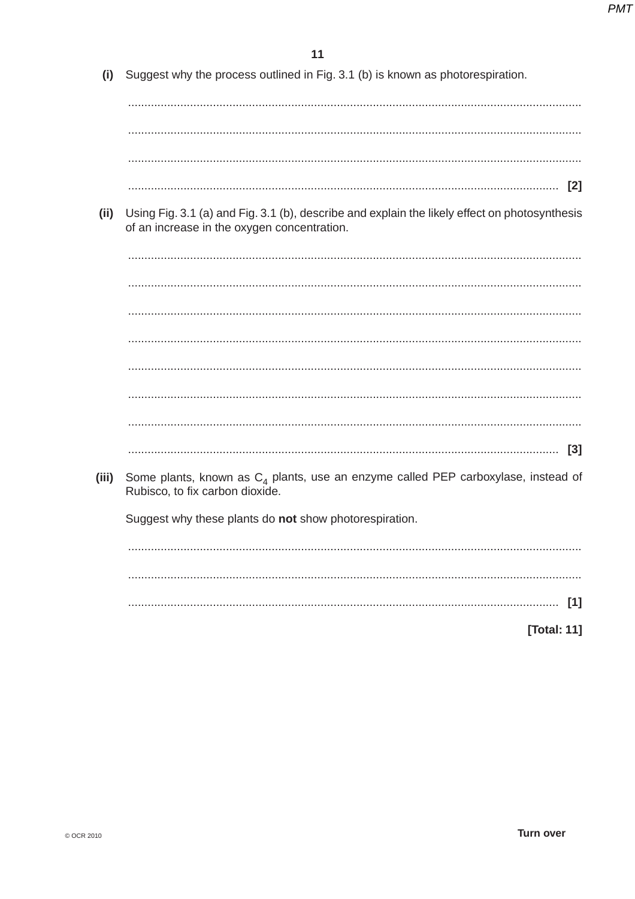**(i)** Suggest why the process outlined in Fig. 3.1 (b) is known as photorespiration.

.......................................................................................................................................

.......................................................................................................................................

.......................................................................................................................................

.................................................................................................................................. [2]

**(ii)** Using Fig. 3.1 (a) and Fig. 3.1 (b), describe and explain the likely effect on photosynthesis of an increase in the oxygen concentration.

.......................................................................................................................................

.......................................................................................................................................

.......................................................................................................................................

.......................................................................................................................................

.......................................................................................................................................

.......................................................................................................................................

.......................................................................................................................................

.................................................................................................................................. [3]

**(iii)** Some plants, known as $C_4$ plants, use an enzyme called PEP carboxylase, instead of Rubisco, to fix carbon dioxide.

Suggest why these plants do **not** show photorespiration.

.......................................................................................................................................

.......................................................................................................................................

.................................................................................................................................. [1]

**[Total: 11]**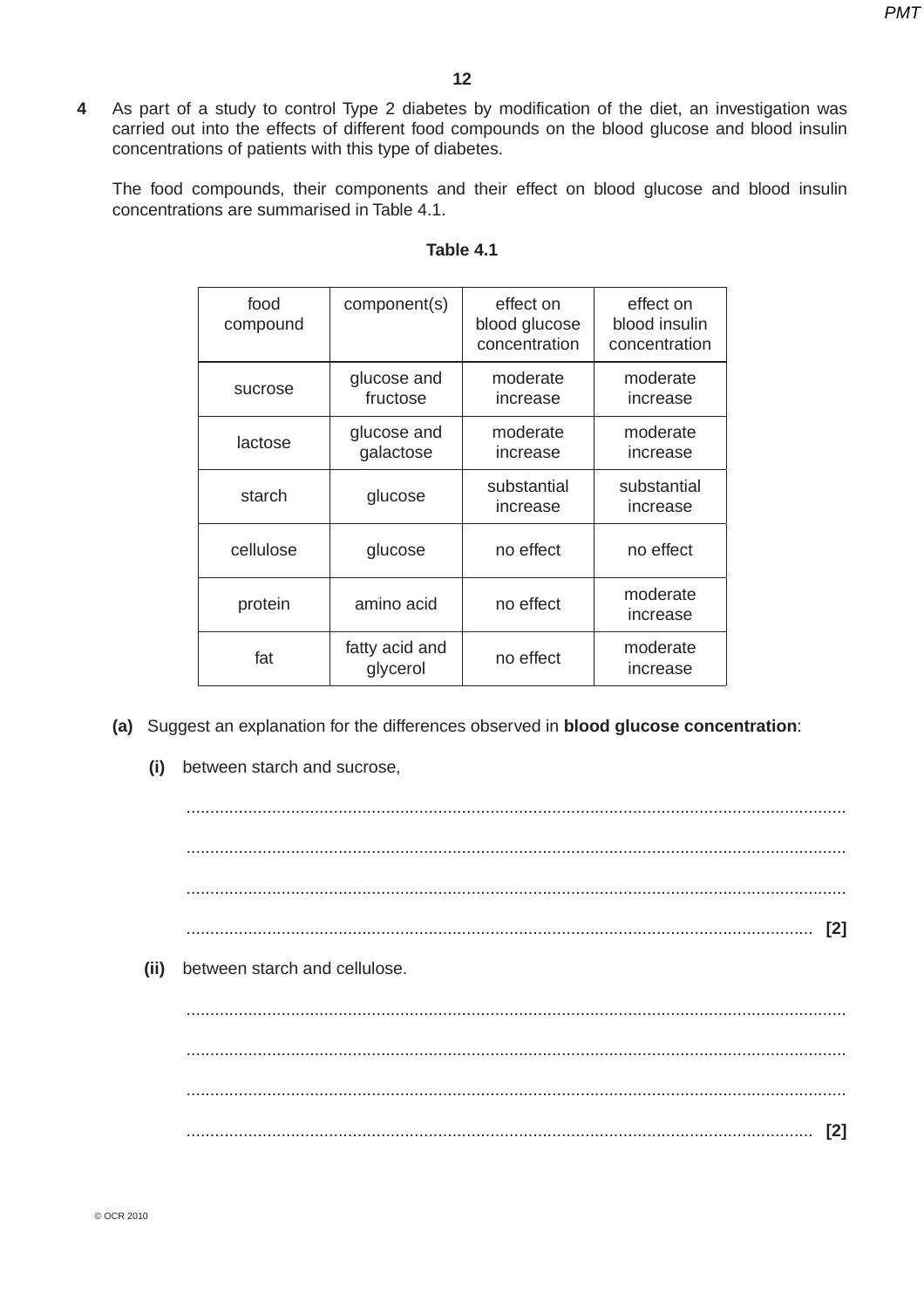**4** As part of a study to control Type 2 diabetes by modification of the diet, an investigation was carried out into the effects of different food compounds on the blood glucose and blood insulin concentrations of patients with this type of diabetes.

The food compounds, their components and their effect on blood glucose and blood insulin concentrations are summarised in Table 4.1.

**Table 4.1**

| food compound | component(s) | effect on blood glucose concentration | effect on blood insulin concentration |
|---|---|---|---|
| sucrose | glucose and fructose | moderate increase | moderate increase |
| lactose | glucose and galactose | moderate increase | moderate increase |
| starch | glucose | substantial increase | substantial increase |
| cellulose | glucose | no effect | no effect |
| protein | amino acid | no effect | moderate increase |
| fat | fatty acid and glycerol | no effect | moderate increase |

**(a)** Suggest an explanation for the differences observed in **blood glucose concentration**:

**(i)** between starch and sucrose,

..........................................................................................................................................

..........................................................................................................................................

..........................................................................................................................................

.................................................................................................................................. **[2]**

**(ii)** between starch and cellulose.

..........................................................................................................................................

..........................................................................................................................................

..........................................................................................................................................

.................................................................................................................................. **[2]**

© OCR 2010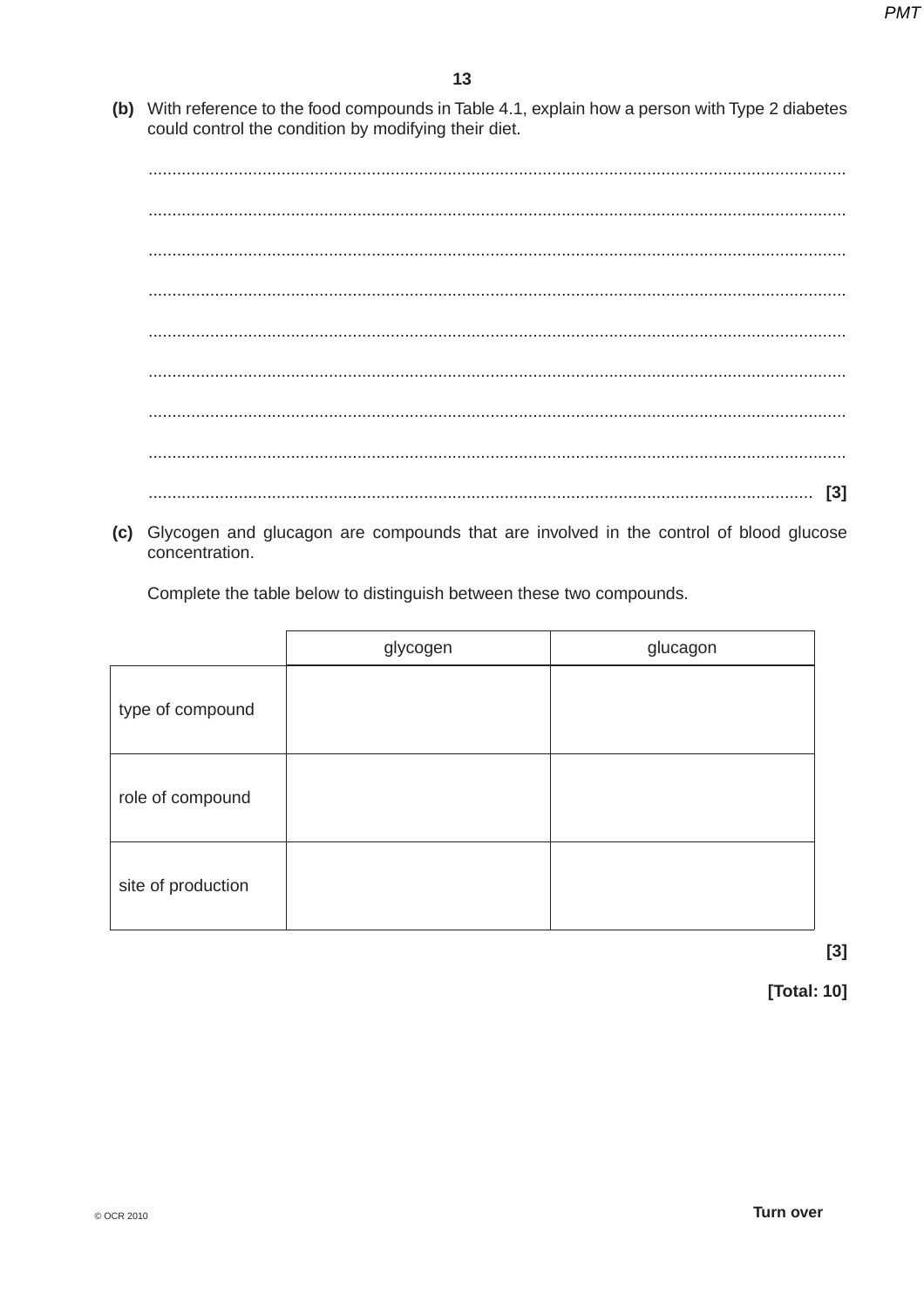**(b)** With reference to the food compounds in Table 4.1, explain how a person with Type 2 diabetes could control the condition by modifying their diet.

..........................................................................................................................................

..........................................................................................................................................

..........................................................................................................................................

..........................................................................................................................................

..........................................................................................................................................

..........................................................................................................................................

..........................................................................................................................................

..........................................................................................................................................

.................................................................................................................................... **[3]**

**(c)** Glycogen and glucagon are compounds that are involved in the control of blood glucose concentration.

Complete the table below to distinguish between these two compounds.

| | glycogen | glucagon |
|---|---|---|
| type of compound | | |
| role of compound | | |
| site of production | | |

**[3]**

**[Total: 10]**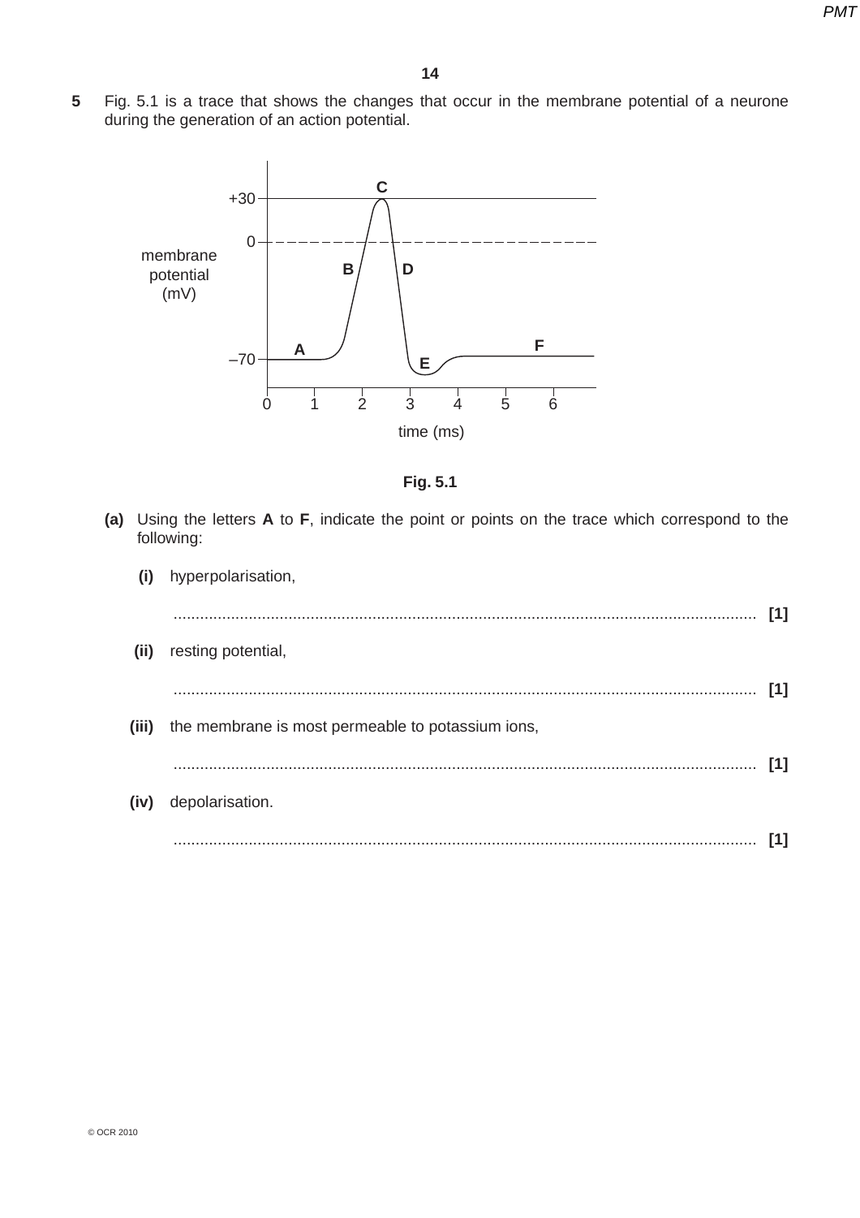**5** Fig. 5.1 is a trace that shows the changes that occur in the membrane potential of a neurone during the generation of an action potential.

Fig. 5.1

**(a)** Using the letters **A** to **F**, indicate the point or points on the trace which correspond to the following:

**(i)** hyperpolarisation,

.................................................................................................................................. **[1]**

**(ii)** resting potential,

.................................................................................................................................. **[1]**

**(iii)** the membrane is most permeable to potassium ions,

.................................................................................................................................. **[1]**

**(iv)** depolarisation.

.................................................................................................................................. **[1]**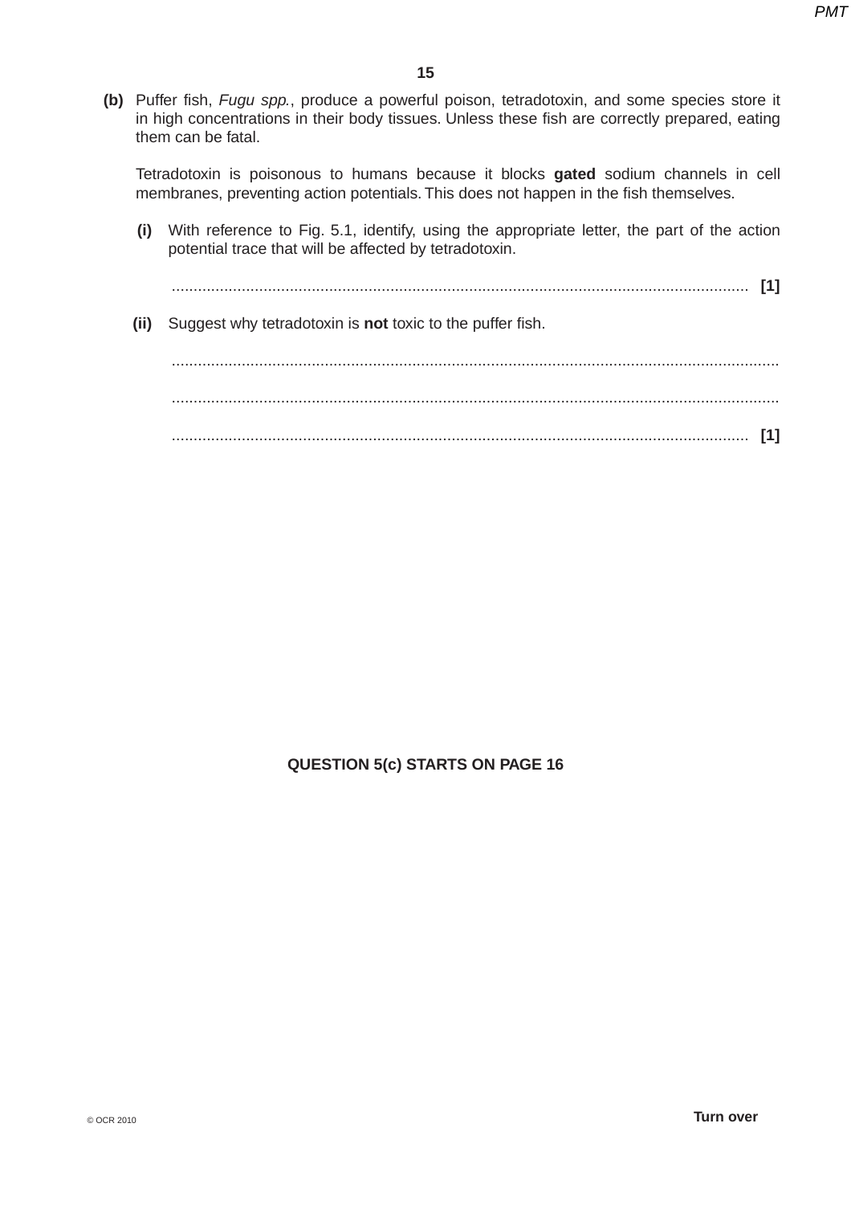**(b)** Puffer fish, *Fugu spp.*, produce a powerful poison, tetradotoxin, and some species store it in high concentrations in their body tissues. Unless these fish are correctly prepared, eating them can be fatal.

Tetradotoxin is poisonous to humans because it blocks **gated** sodium channels in cell membranes, preventing action potentials. This does not happen in the fish themselves.

**(i)** With reference to Fig. 5.1, identify, using the appropriate letter, the part of the action potential trace that will be affected by tetradotoxin.

.................................................................................................................................... **[1]**

**(ii)** Suggest why tetradotoxin is **not** toxic to the puffer fish.

..........................................................................................................................................

..........................................................................................................................................

.................................................................................................................................... **[1]**

**QUESTION 5(c) STARTS ON PAGE 16**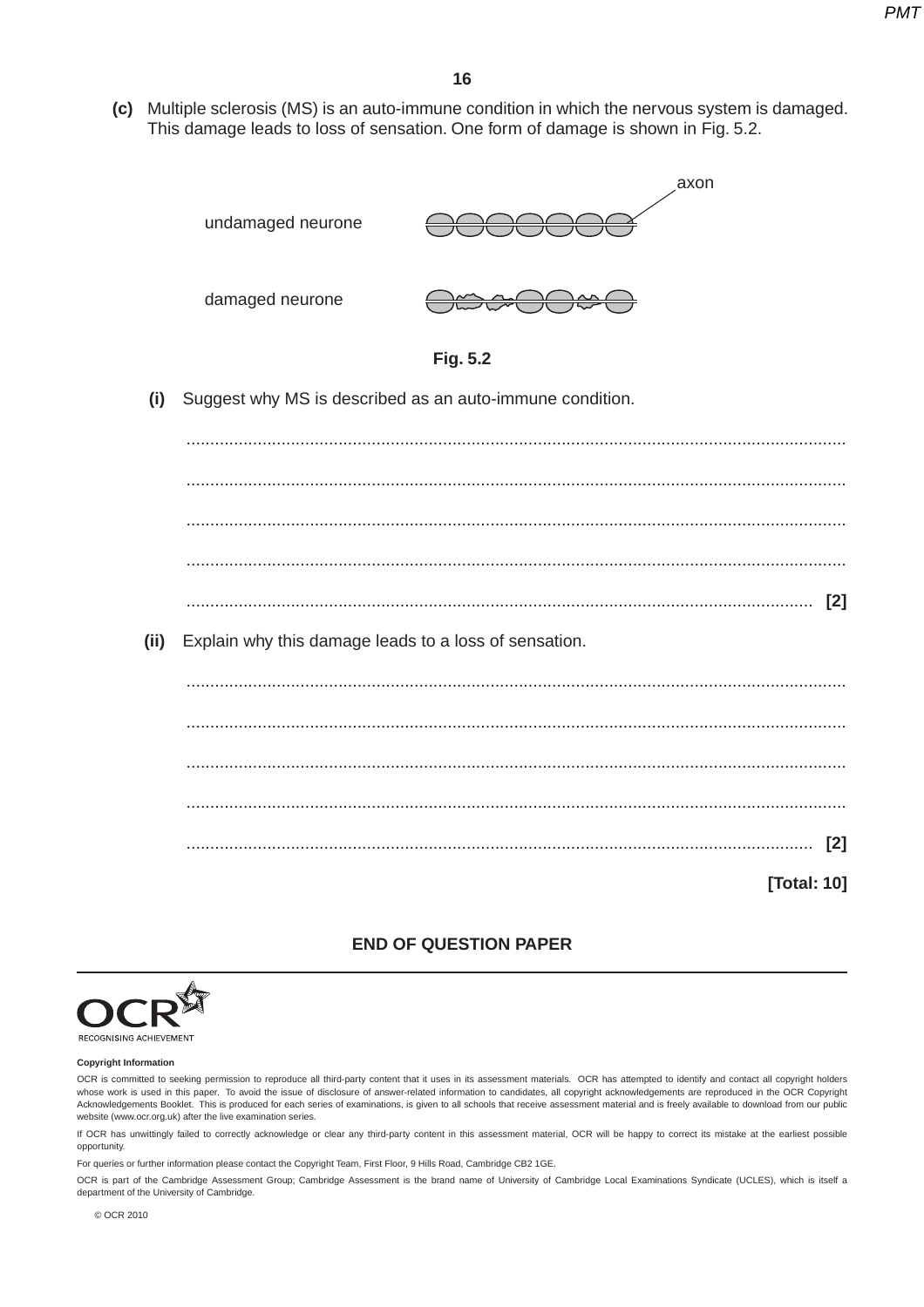(c) Multiple sclerosis (MS) is an auto-immune condition in which the nervous system is damaged. This damage leads to loss of sensation. One form of damage is shown in Fig. 5.2.

undamaged neurone

axon

damaged neurone

**Fig. 5.2**

(i) Suggest why MS is described as an auto-immune condition.

.......................................................................................................................................

.......................................................................................................................................

.......................................................................................................................................

.......................................................................................................................................

................................................................................................................................. [2]

(ii) Explain why this damage leads to a loss of sensation.

.......................................................................................................................................

.......................................................................................................................................

.......................................................................................................................................

.......................................................................................................................................

................................................................................................................................. [2]

**[Total: 10]**

**END OF QUESTION PAPER**

**Copyright Information**

OCR is committed to seeking permission to reproduce all third-party content that it uses in its assessment materials. OCR has attempted to identify and contact all copyright holders whose work is used in this paper. To avoid the issue of disclosure of answer-related information to candidates, all copyright acknowledgements are reproduced in the OCR Copyright Acknowledgements Booklet. This is produced for each series of examinations, is given to all schools that receive assessment material and is freely available to download from our public website (www.ocr.org.uk) after the live examination series.

If OCR has unwittingly failed to correctly acknowledge or clear any third-party content in this assessment material, OCR will be happy to correct its mistake at the earliest possible opportunity.

For queries or further information please contact the Copyright Team, First Floor, 9 Hills Road, Cambridge CB2 1GE.

OCR is part of the Cambridge Assessment Group; Cambridge Assessment is the brand name of University of Cambridge Local Examinations Syndicate (UCLES), which is itself a department of the University of Cambridge.

© OCR 2010